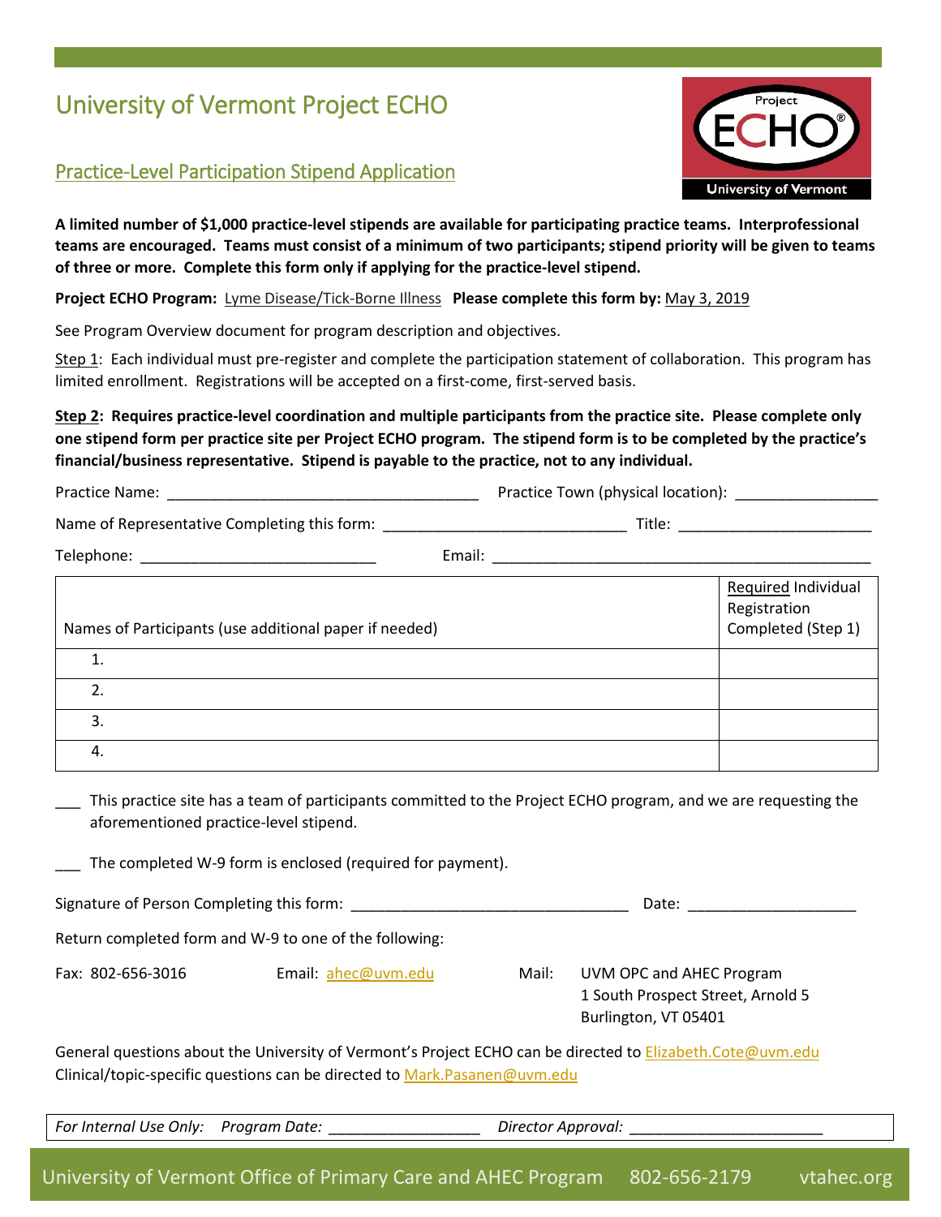# University of Vermont Project ECHO

## Practice-Level Participation Stipend Application

**A limited number of $1,000 practice-level stipends are available for participating practice teams. Interprofessional teams are encouraged. Teams must consist of a minimum of two participants; stipend priority will be given to teams of three or more. Complete this form only if applying for the practice-level stipend.**

**Project ECHO Program:** Lyme Disease/Tick-Borne Illness **Please complete this form by:** May 3, 2019

See Program Overview document for program description and objectives.

Step 1: Each individual must pre-register and complete the participation statement of collaboration. This program has limited enrollment. Registrations will be accepted on a first-come, first-served basis.

**Step 2: Requires practice-level coordination and multiple participants from the practice site. Please complete only one stipend form per practice site per Project ECHO program. The stipend form is to be completed by the practice's financial/business representative. Stipend is payable to the practice, not to any individual.**

Practice Name: ______________________________________ Practice Town (physical location): _________________

Name of Representative Completing this form: ____________________________ Title: _______________________

Telephone: ___________________________ Email: ____________________________________________

| Names of Participants (use additional paper if needed) | Required Individual Registration Completed (Step 1) |
|---|---|
| 1. | |
| 2. | |
| 3. | |
| 4. | |

___ This practice site has a team of participants committed to the Project ECHO program, and we are requesting the aforementioned practice-level stipend.

___ The completed W-9 form is enclosed (required for payment).

Signature of Person Completing this form: _________________________________ Date: ____________________

Return completed form and W-9 to one of the following:

Fax: 802-656-3016

Email: ahec@uvm.edu

Mail: UVM OPC and AHEC Program
1 South Prospect Street, Arnold 5
Burlington, VT 05401

General questions about the University of Vermont's Project ECHO can be directed to Elizabeth.Cote@uvm.edu
Clinical/topic-specific questions can be directed to Mark.Pasanen@uvm.edu

*For Internal Use Only: Program Date:* _________________ *Director Approval:* ______________________

University of Vermont Office of Primary Care and AHEC Program 802-656-2179 vtahec.org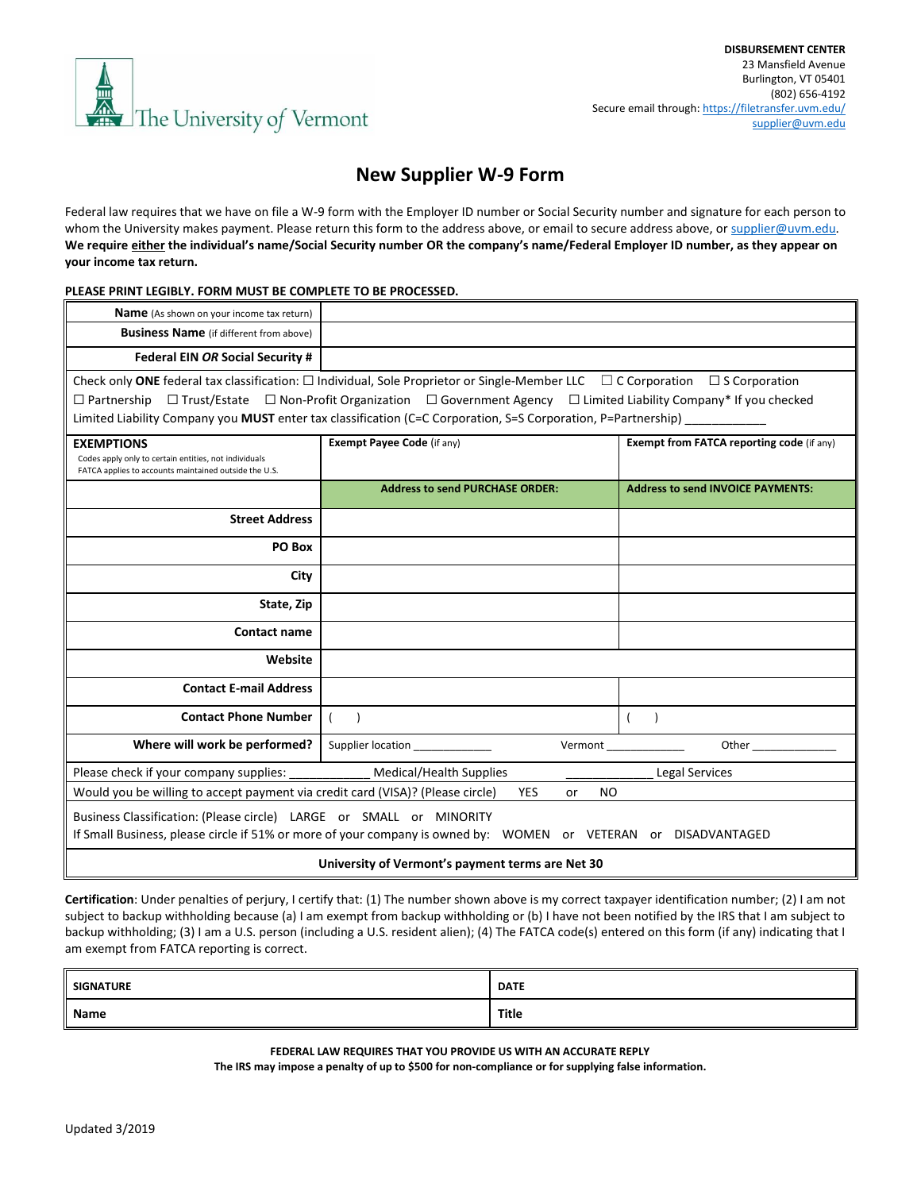The University of Vermont

**DISBURSEMENT CENTER**
23 Mansfield Avenue
Burlington, VT 05401
(802) 656-4192
Secure email through: https://filetransfer.uvm.edu/
supplier@uvm.edu

# New Supplier W-9 Form

Federal law requires that we have on file a W-9 form with the Employer ID number or Social Security number and signature for each person to whom the University makes payment. Please return this form to the address above, or email to secure address above, or supplier@uvm.edu. **We require either the individual's name/Social Security number OR the company's name/Federal Employer ID number, as they appear on your income tax return.**

**PLEASE PRINT LEGIBLY. FORM MUST BE COMPLETE TO BE PROCESSED.**

| | | |
|---|---|---|
| **Name** (As shown on your income tax return) | | |
| **Business Name** (if different from above) | | |
| **Federal EIN *OR* Social Security #** | | |
| Check only **ONE** federal tax classification: ☐ Individual, Sole Proprietor or Single-Member LLC ☐ C Corporation ☐ S Corporation ☐ Partnership ☐ Trust/Estate ☐ Non-Profit Organization ☐ Government Agency ☐ Limited Liability Company* If you checked Limited Liability Company you **MUST** enter tax classification (C=C Corporation, S=S Corporation, P=Partnership) ____________ | | |
| **EXEMPTIONS** Codes apply only to certain entities, not individuals. FATCA applies to accounts maintained outside the U.S. | **Exempt Payee Code** (if any) | **Exempt from FATCA reporting code** (if any) |
| | **Address to send PURCHASE ORDER:** | **Address to send INVOICE PAYMENTS:** |
| **Street Address** | | |
| **PO Box** | | |
| **City** | | |
| **State, Zip** | | |
| **Contact name** | | |
| **Website** | | |
| **Contact E-mail Address** | | |
| **Contact Phone Number** | ( ) | ( ) |
| **Where will work be performed?** | Supplier location ____________ Vermont ____________ | Other _____________ |
| Please check if your company supplies: ____________ Medical/Health Supplies _____________ Legal Services | | |
| Would you be willing to accept payment via credit card (VISA)? (Please circle) YES or NO | | |
| Business Classification: (Please circle) LARGE or SMALL or MINORITY<br>If Small Business, please circle if 51% or more of your company is owned by: WOMEN or VETERAN or DISADVANTAGED | | |
| **University of Vermont's payment terms are Net 30** | | |

**Certification**: Under penalties of perjury, I certify that: (1) The number shown above is my correct taxpayer identification number; (2) I am not subject to backup withholding because (a) I am exempt from backup withholding or (b) I have not been notified by the IRS that I am subject to backup withholding; (3) I am a U.S. person (including a U.S. resident alien); (4) The FATCA code(s) entered on this form (if any) indicating that I am exempt from FATCA reporting is correct.

| | |
|---|---|
| **SIGNATURE** | **DATE** |
| **Name** | **Title** |

**FEDERAL LAW REQUIRES THAT YOU PROVIDE US WITH AN ACCURATE REPLY**
**The IRS may impose a penalty of up to $500 for non-compliance or for supplying false information.**

Updated 3/2019